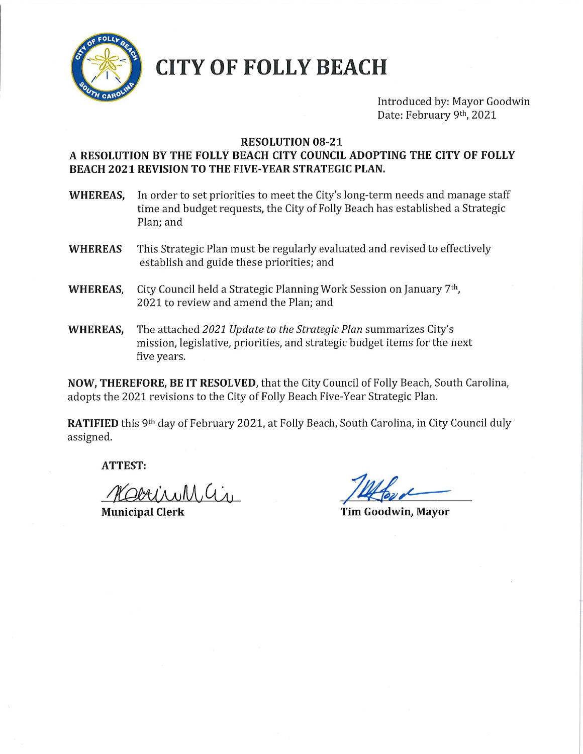# CITY OF FOLLY BEACH

Introduced by: Mayor Goodwin
Date: February 9th, 2021

## RESOLUTION 08-21

## A RESOLUTION BY THE FOLLY BEACH CITY COUNCIL ADOPTING THE CITY OF FOLLY BEACH 2021 REVISION TO THE FIVE-YEAR STRATEGIC PLAN.

**WHEREAS,** In order to set priorities to meet the City's long-term needs and manage staff time and budget requests, the City of Folly Beach has established a Strategic Plan; and

**WHEREAS** This Strategic Plan must be regularly evaluated and revised to effectively establish and guide these priorities; and

**WHEREAS,** City Council held a Strategic Planning Work Session on January 7th, 2021 to review and amend the Plan; and

**WHEREAS,** The attached *2021 Update to the Strategic Plan* summarizes City's mission, legislative, priorities, and strategic budget items for the next five years.

**NOW, THEREFORE, BE IT RESOLVED**, that the City Council of Folly Beach, South Carolina, adopts the 2021 revisions to the City of Folly Beach Five-Year Strategic Plan.

**RATIFIED** this 9th day of February 2021, at Folly Beach, South Carolina, in City Council duly assigned.

**ATTEST:**

**Municipal Clerk**

**Tim Goodwin, Mayor**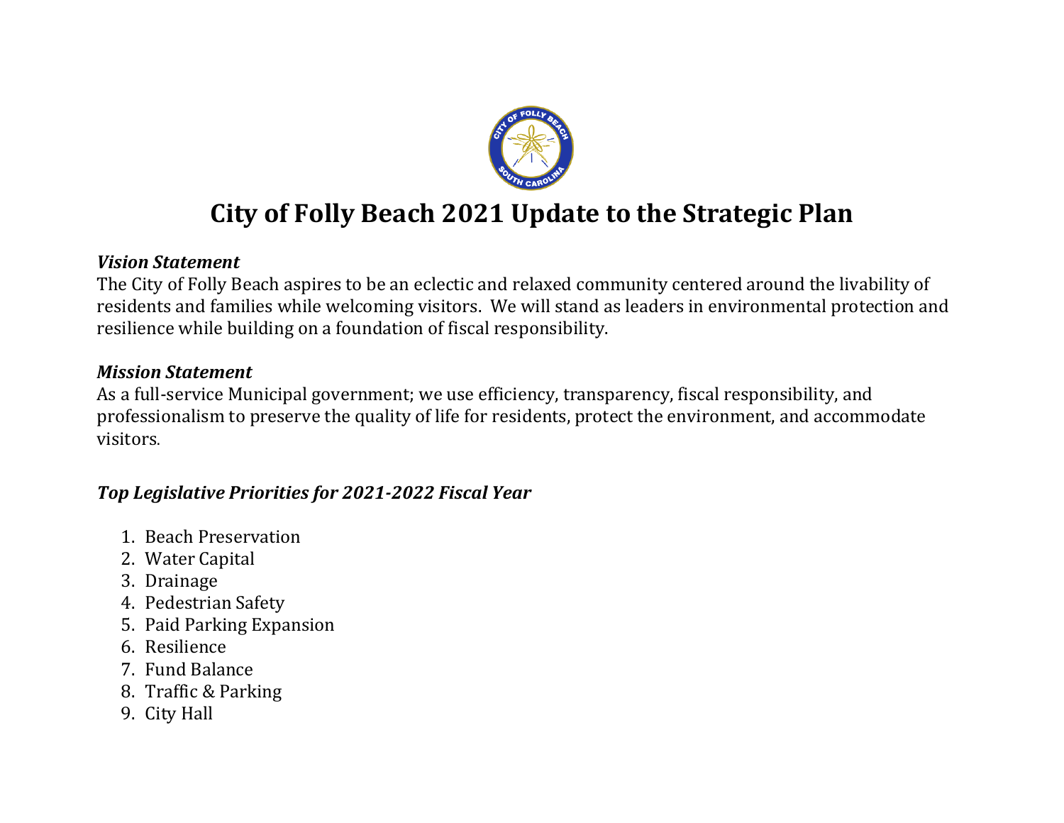# City of Folly Beach 2021 Update to the Strategic Plan

***Vision Statement***

The City of Folly Beach aspires to be an eclectic and relaxed community centered around the livability of residents and families while welcoming visitors. We will stand as leaders in environmental protection and resilience while building on a foundation of fiscal responsibility.

***Mission Statement***

As a full-service Municipal government; we use efficiency, transparency, fiscal responsibility, and professionalism to preserve the quality of life for residents, protect the environment, and accommodate visitors.

***Top Legislative Priorities for 2021-2022 Fiscal Year***

1. Beach Preservation
2. Water Capital
3. Drainage
4. Pedestrian Safety
5. Paid Parking Expansion
6. Resilience
7. Fund Balance
8. Traffic & Parking
9. City Hall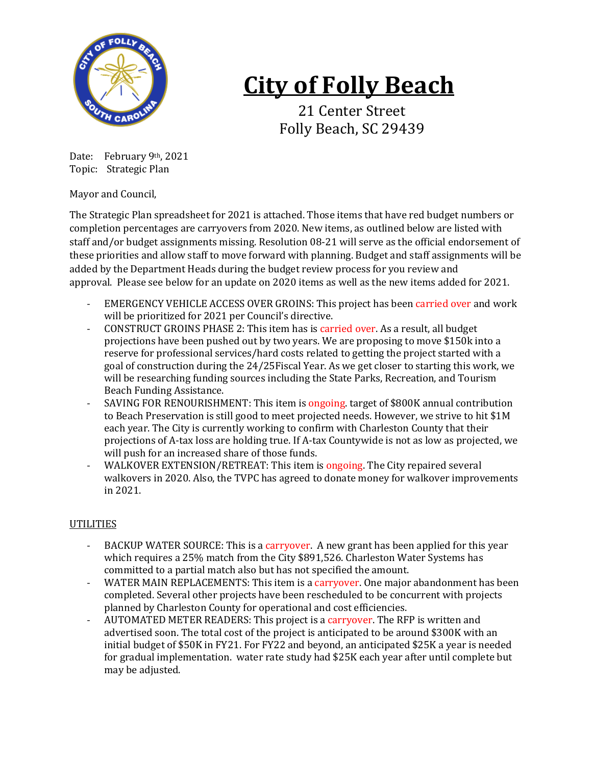# City of Folly Beach

21 Center Street
Folly Beach, SC 29439

Date: February 9th, 2021
Topic: Strategic Plan

Mayor and Council,

The Strategic Plan spreadsheet for 2021 is attached. Those items that have red budget numbers or completion percentages are carryovers from 2020. New items, as outlined below are listed with staff and/or budget assignments missing. Resolution 08-21 will serve as the official endorsement of these priorities and allow staff to move forward with planning. Budget and staff assignments will be added by the Department Heads during the budget review process for you review and approval. Please see below for an update on 2020 items as well as the new items added for 2021.

- EMERGENCY VEHICLE ACCESS OVER GROINS: This project has been carried over and work will be prioritized for 2021 per Council's directive.
- CONSTRUCT GROINS PHASE 2: This item has is carried over. As a result, all budget projections have been pushed out by two years. We are proposing to move $150k into a reserve for professional services/hard costs related to getting the project started with a goal of construction during the 24/25Fiscal Year. As we get closer to starting this work, we will be researching funding sources including the State Parks, Recreation, and Tourism Beach Funding Assistance.
- SAVING FOR RENOURISHMENT: This item is ongoing. target of $800K annual contribution to Beach Preservation is still good to meet projected needs. However, we strive to hit $1M each year. The City is currently working to confirm with Charleston County that their projections of A-tax loss are holding true. If A-tax Countywide is not as low as projected, we will push for an increased share of those funds.
- WALKOVER EXTENSION/RETREAT: This item is ongoing. The City repaired several walkovers in 2020. Also, the TVPC has agreed to donate money for walkover improvements in 2021.

## UTILITIES

- BACKUP WATER SOURCE: This is a carryover. A new grant has been applied for this year which requires a 25% match from the City $891,526. Charleston Water Systems has committed to a partial match also but has not specified the amount.
- WATER MAIN REPLACEMENTS: This item is a carryover. One major abandonment has been completed. Several other projects have been rescheduled to be concurrent with projects planned by Charleston County for operational and cost efficiencies.
- AUTOMATED METER READERS: This project is a carryover. The RFP is written and advertised soon. The total cost of the project is anticipated to be around $300K with an initial budget of $50K in FY21. For FY22 and beyond, an anticipated $25K a year is needed for gradual implementation. water rate study had $25K each year after until complete but may be adjusted.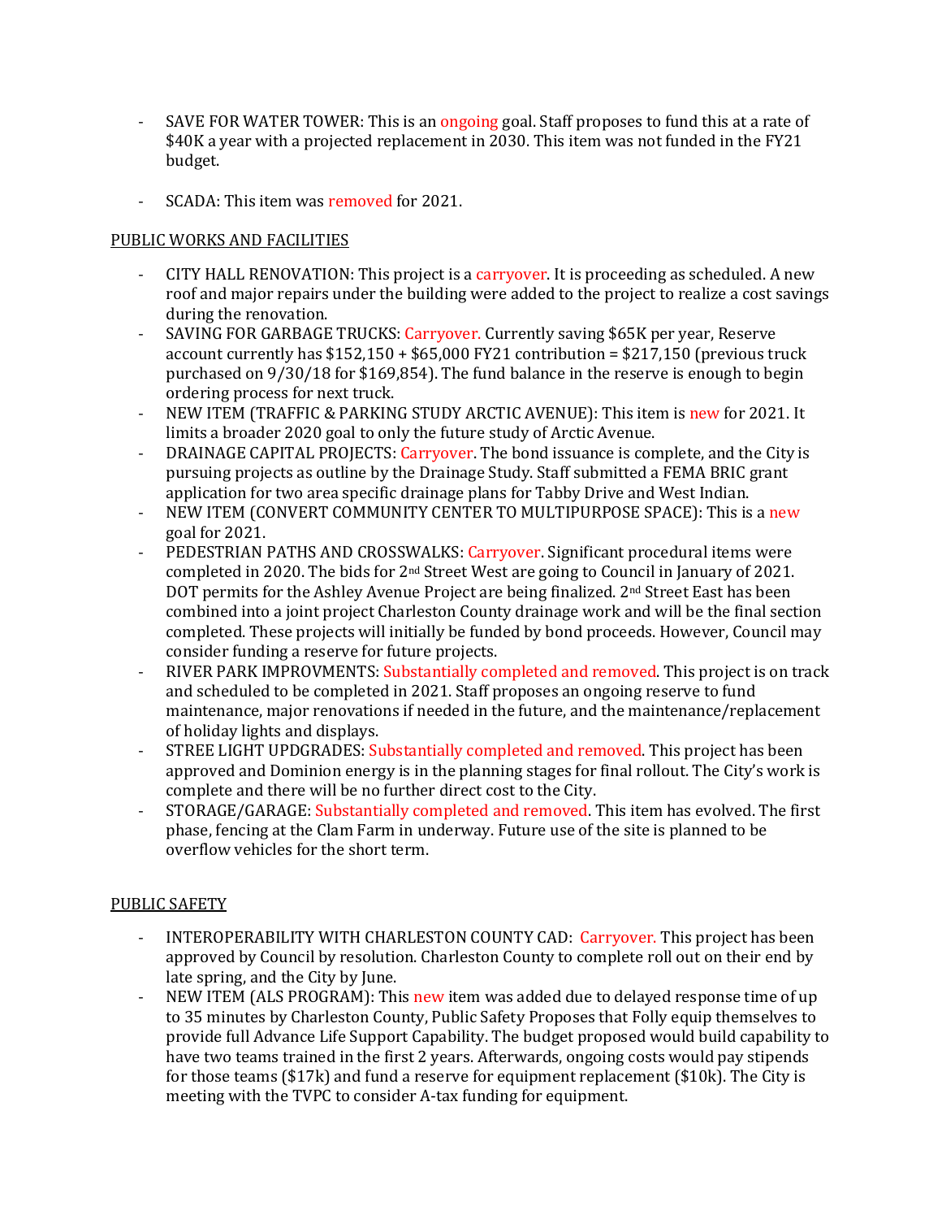- SAVE FOR WATER TOWER: This is an ongoing goal. Staff proposes to fund this at a rate of $40K a year with a projected replacement in 2030. This item was not funded in the FY21 budget.

- SCADA: This item was removed for 2021.

PUBLIC WORKS AND FACILITIES

- CITY HALL RENOVATION: This project is a carryover. It is proceeding as scheduled. A new roof and major repairs under the building were added to the project to realize a cost savings during the renovation.
- SAVING FOR GARBAGE TRUCKS: Carryover. Currently saving $65K per year, Reserve account currently has $152,150 + $65,000 FY21 contribution = $217,150 (previous truck purchased on 9/30/18 for $169,854). The fund balance in the reserve is enough to begin ordering process for next truck.
- NEW ITEM (TRAFFIC & PARKING STUDY ARCTIC AVENUE): This item is new for 2021. It limits a broader 2020 goal to only the future study of Arctic Avenue.
- DRAINAGE CAPITAL PROJECTS: Carryover. The bond issuance is complete, and the City is pursuing projects as outline by the Drainage Study. Staff submitted a FEMA BRIC grant application for two area specific drainage plans for Tabby Drive and West Indian.
- NEW ITEM (CONVERT COMMUNITY CENTER TO MULTIPURPOSE SPACE): This is a new goal for 2021.
- PEDESTRIAN PATHS AND CROSSWALKS: Carryover. Significant procedural items were completed in 2020. The bids for 2nd Street West are going to Council in January of 2021. DOT permits for the Ashley Avenue Project are being finalized. 2nd Street East has been combined into a joint project Charleston County drainage work and will be the final section completed. These projects will initially be funded by bond proceeds. However, Council may consider funding a reserve for future projects.
- RIVER PARK IMPROVMENTS: Substantially completed and removed. This project is on track and scheduled to be completed in 2021. Staff proposes an ongoing reserve to fund maintenance, major renovations if needed in the future, and the maintenance/replacement of holiday lights and displays.
- STREE LIGHT UPDGRADES: Substantially completed and removed. This project has been approved and Dominion energy is in the planning stages for final rollout. The City's work is complete and there will be no further direct cost to the City.
- STORAGE/GARAGE: Substantially completed and removed. This item has evolved. The first phase, fencing at the Clam Farm in underway. Future use of the site is planned to be overflow vehicles for the short term.

PUBLIC SAFETY

- INTEROPERABILITY WITH CHARLESTON COUNTY CAD: Carryover. This project has been approved by Council by resolution. Charleston County to complete roll out on their end by late spring, and the City by June.
- NEW ITEM (ALS PROGRAM): This new item was added due to delayed response time of up to 35 minutes by Charleston County, Public Safety Proposes that Folly equip themselves to provide full Advance Life Support Capability. The budget proposed would build capability to have two teams trained in the first 2 years. Afterwards, ongoing costs would pay stipends for those teams ($17k) and fund a reserve for equipment replacement ($10k). The City is meeting with the TVPC to consider A-tax funding for equipment.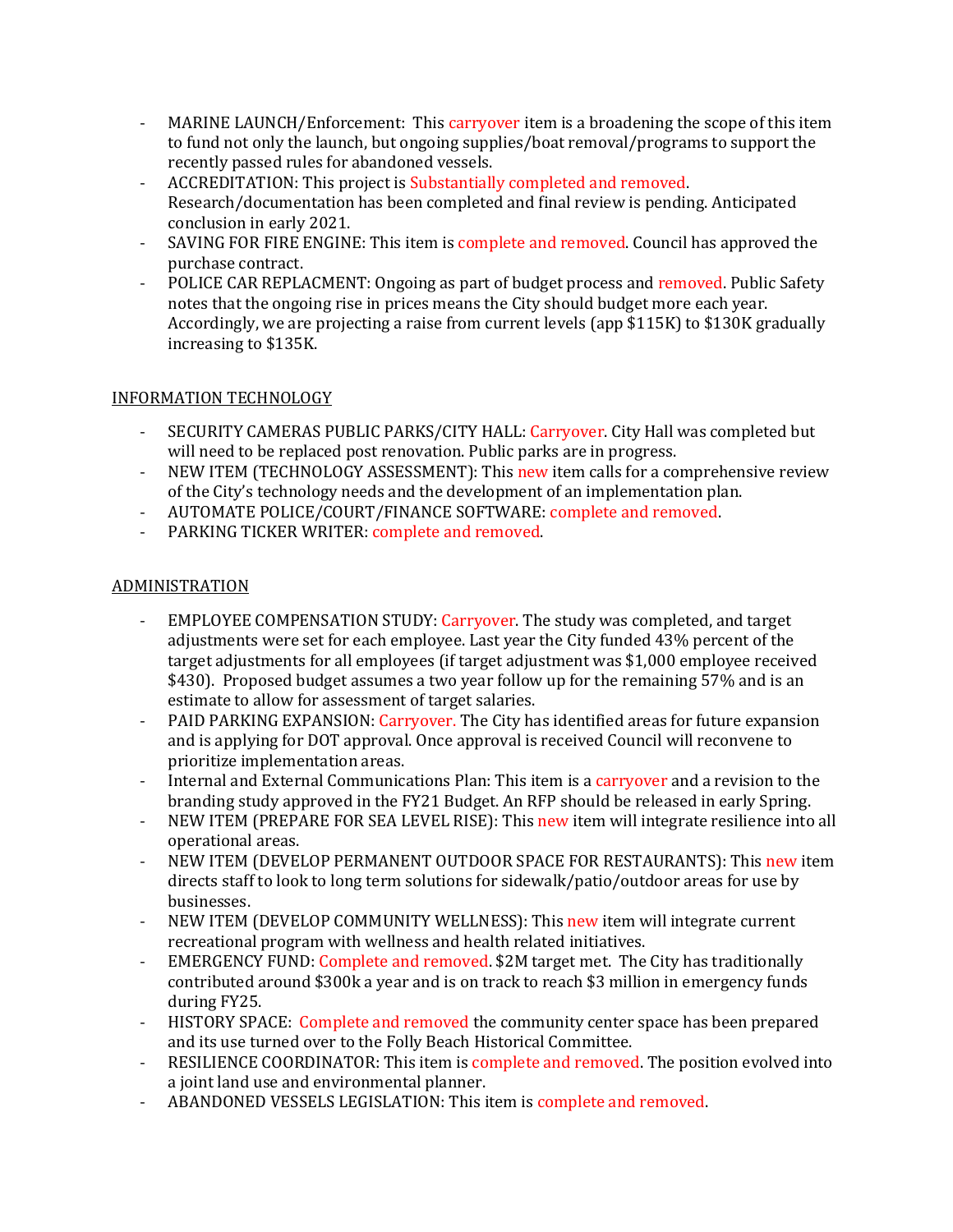- MARINE LAUNCH/Enforcement: This carryover item is a broadening the scope of this item to fund not only the launch, but ongoing supplies/boat removal/programs to support the recently passed rules for abandoned vessels.
- ACCREDITATION: This project is Substantially completed and removed. Research/documentation has been completed and final review is pending. Anticipated conclusion in early 2021.
- SAVING FOR FIRE ENGINE: This item is complete and removed. Council has approved the purchase contract.
- POLICE CAR REPLACMENT: Ongoing as part of budget process and removed. Public Safety notes that the ongoing rise in prices means the City should budget more each year. Accordingly, we are projecting a raise from current levels (app $115K) to $130K gradually increasing to $135K.

## INFORMATION TECHNOLOGY

- SECURITY CAMERAS PUBLIC PARKS/CITY HALL: Carryover. City Hall was completed but will need to be replaced post renovation. Public parks are in progress.
- NEW ITEM (TECHNOLOGY ASSESSMENT): This new item calls for a comprehensive review of the City's technology needs and the development of an implementation plan.
- AUTOMATE POLICE/COURT/FINANCE SOFTWARE: complete and removed.
- PARKING TICKER WRITER: complete and removed.

## ADMINISTRATION

- EMPLOYEE COMPENSATION STUDY: Carryover. The study was completed, and target adjustments were set for each employee. Last year the City funded 43% percent of the target adjustments for all employees (if target adjustment was $1,000 employee received $430). Proposed budget assumes a two year follow up for the remaining 57% and is an estimate to allow for assessment of target salaries.
- PAID PARKING EXPANSION: Carryover. The City has identified areas for future expansion and is applying for DOT approval. Once approval is received Council will reconvene to prioritize implementation areas.
- Internal and External Communications Plan: This item is a carryover and a revision to the branding study approved in the FY21 Budget. An RFP should be released in early Spring.
- NEW ITEM (PREPARE FOR SEA LEVEL RISE): This new item will integrate resilience into all operational areas.
- NEW ITEM (DEVELOP PERMANENT OUTDOOR SPACE FOR RESTAURANTS): This new item directs staff to look to long term solutions for sidewalk/patio/outdoor areas for use by businesses.
- NEW ITEM (DEVELOP COMMUNITY WELLNESS): This new item will integrate current recreational program with wellness and health related initiatives.
- EMERGENCY FUND: Complete and removed. $2M target met. The City has traditionally contributed around $300k a year and is on track to reach $3 million in emergency funds during FY25.
- HISTORY SPACE: Complete and removed the community center space has been prepared and its use turned over to the Folly Beach Historical Committee.
- RESILIENCE COORDINATOR: This item is complete and removed. The position evolved into a joint land use and environmental planner.
- ABANDONED VESSELS LEGISLATION: This item is complete and removed.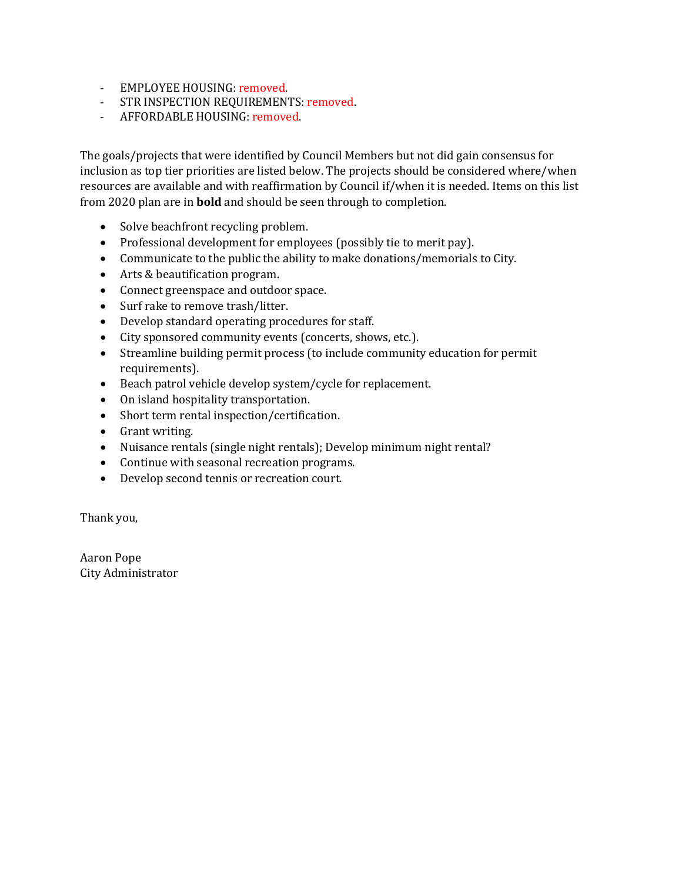- EMPLOYEE HOUSING: removed.
- STR INSPECTION REQUIREMENTS: removed.
- AFFORDABLE HOUSING: removed.

The goals/projects that were identified by Council Members but not did gain consensus for inclusion as top tier priorities are listed below. The projects should be considered where/when resources are available and with reaffirmation by Council if/when it is needed. Items on this list from 2020 plan are in **bold** and should be seen through to completion.

- Solve beachfront recycling problem.
- Professional development for employees (possibly tie to merit pay).
- Communicate to the public the ability to make donations/memorials to City.
- Arts & beautification program.
- Connect greenspace and outdoor space.
- Surf rake to remove trash/litter.
- Develop standard operating procedures for staff.
- City sponsored community events (concerts, shows, etc.).
- Streamline building permit process (to include community education for permit requirements).
- Beach patrol vehicle develop system/cycle for replacement.
- On island hospitality transportation.
- Short term rental inspection/certification.
- Grant writing.
- Nuisance rentals (single night rentals); Develop minimum night rental?
- Continue with seasonal recreation programs.
- Develop second tennis or recreation court.

Thank you,

Aaron Pope
City Administrator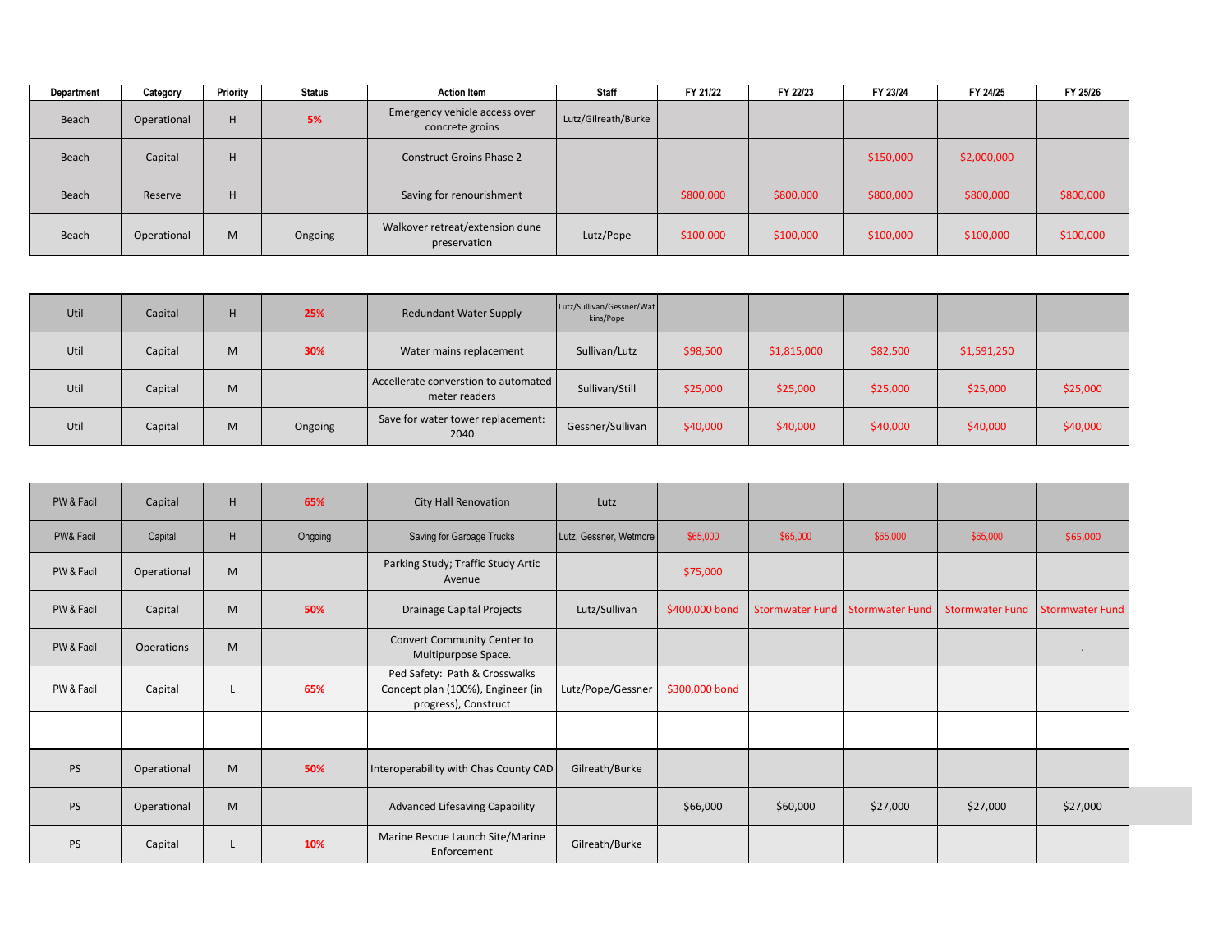| Department | Category | Priority | Status | Action Item | Staff | FY 21/22 | FY 22/23 | FY 23/24 | FY 24/25 | FY 25/26 |
|---|---|---|---|---|---|---|---|---|---|---|
| Beach | Operational | H | 5% | Emergency vehicle access over concrete groins | Lutz/Gilreath/Burke | | | | | |
| Beach | Capital | H | | Construct Groins Phase 2 | | | | $150,000 | $2,000,000 | |
| Beach | Reserve | H | | Saving for renourishment | | $800,000 | $800,000 | $800,000 | $800,000 | $800,000 |
| Beach | Operational | M | Ongoing | Walkover retreat/extension dune preservation | Lutz/Pope | $100,000 | $100,000 | $100,000 | $100,000 | $100,000 |
| | | | | | | | | | | |
| Util | Capital | H | 25% | Redundant Water Supply | Lutz/Sullivan/Gessner/Watkins/Pope | | | | | |
| Util | Capital | M | 30% | Water mains replacement | Sullivan/Lutz | $98,500 | $1,815,000 | $82,500 | $1,591,250 | |
| Util | Capital | M | | Accellerate converstion to automated meter readers | Sullivan/Still | $25,000 | $25,000 | $25,000 | $25,000 | $25,000 |
| Util | Capital | M | Ongoing | Save for water tower replacement: 2040 | Gessner/Sullivan | $40,000 | $40,000 | $40,000 | $40,000 | $40,000 |
| | | | | | | | | | | |
| PW & Facil | Capital | H | 65% | City Hall Renovation | Lutz | | | | | |
| PW& Facil | Capital | H | Ongoing | Saving for Garbage Trucks | Lutz, Gessner, Wetmore | $65,000 | $65,000 | $65,000 | $65,000 | $65,000 |
| PW & Facil | Operational | M | | Parking Study; Traffic Study Artic Avenue | | $75,000 | | | | |
| PW & Facil | Capital | M | 50% | Drainage Capital Projects | Lutz/Sullivan | $400,000 bond | Stormwater Fund | Stormwater Fund | Stormwater Fund | Stormwater Fund |
| PW & Facil | Operations | M | | Convert Community Center to Multipurpose Space. | | | | | | . |
| PW & Facil | Capital | L | 65% | Ped Safety: Path & Crosswalks Concept plan (100%), Engineer (in progress), Construct | Lutz/Pope/Gessner | $300,000 bond | | | | |
| | | | | | | | | | | |
| PS | Operational | M | 50% | Interoperability with Chas County CAD | Gilreath/Burke | | | | | |
| PS | Operational | M | | Advanced Lifesaving Capability | | $66,000 | $60,000 | $27,000 | $27,000 | $27,000 |
| PS | Capital | L | 10% | Marine Rescue Launch Site/Marine Enforcement | Gilreath/Burke | | | | | |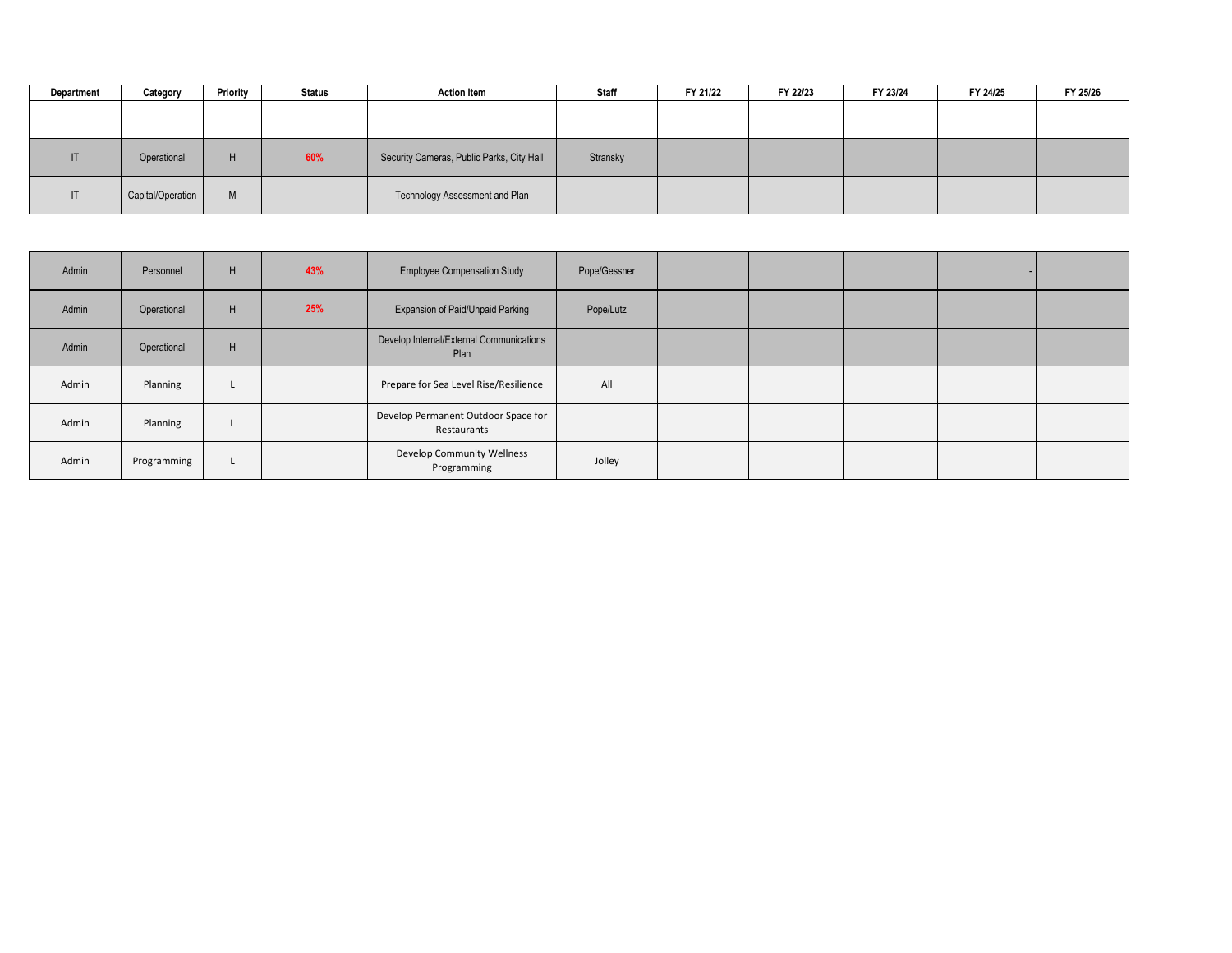| Department | Category | Priority | Status | Action Item | Staff | FY 21/22 | FY 22/23 | FY 23/24 | FY 24/25 | FY 25/26 |
|---|---|---|---|---|---|---|---|---|---|---|
| | | | | | | | | | | |
| IT | Operational | H | 60% | Security Cameras, Public Parks, City Hall | Stransky | | | | | |
| IT | Capital/Operation | M | | Technology Assessment and Plan | | | | | | |

| Department | Category | Priority | Status | Action Item | Staff | FY 21/22 | FY 22/23 | FY 23/24 | FY 24/25 | FY 25/26 |
|---|---|---|---|---|---|---|---|---|---|---|
| Admin | Personnel | H | 43% | Employee Compensation Study | Pope/Gessner | | | | - | |
| Admin | Operational | H | 25% | Expansion of Paid/Unpaid Parking | Pope/Lutz | | | | | |
| Admin | Operational | H | | Develop Internal/External Communications Plan | | | | | | |
| Admin | Planning | L | | Prepare for Sea Level Rise/Resilience | All | | | | | |
| Admin | Planning | L | | Develop Permanent Outdoor Space for Restaurants | | | | | | |
| Admin | Programming | L | | Develop Community Wellness Programming | Jolley | | | | | |